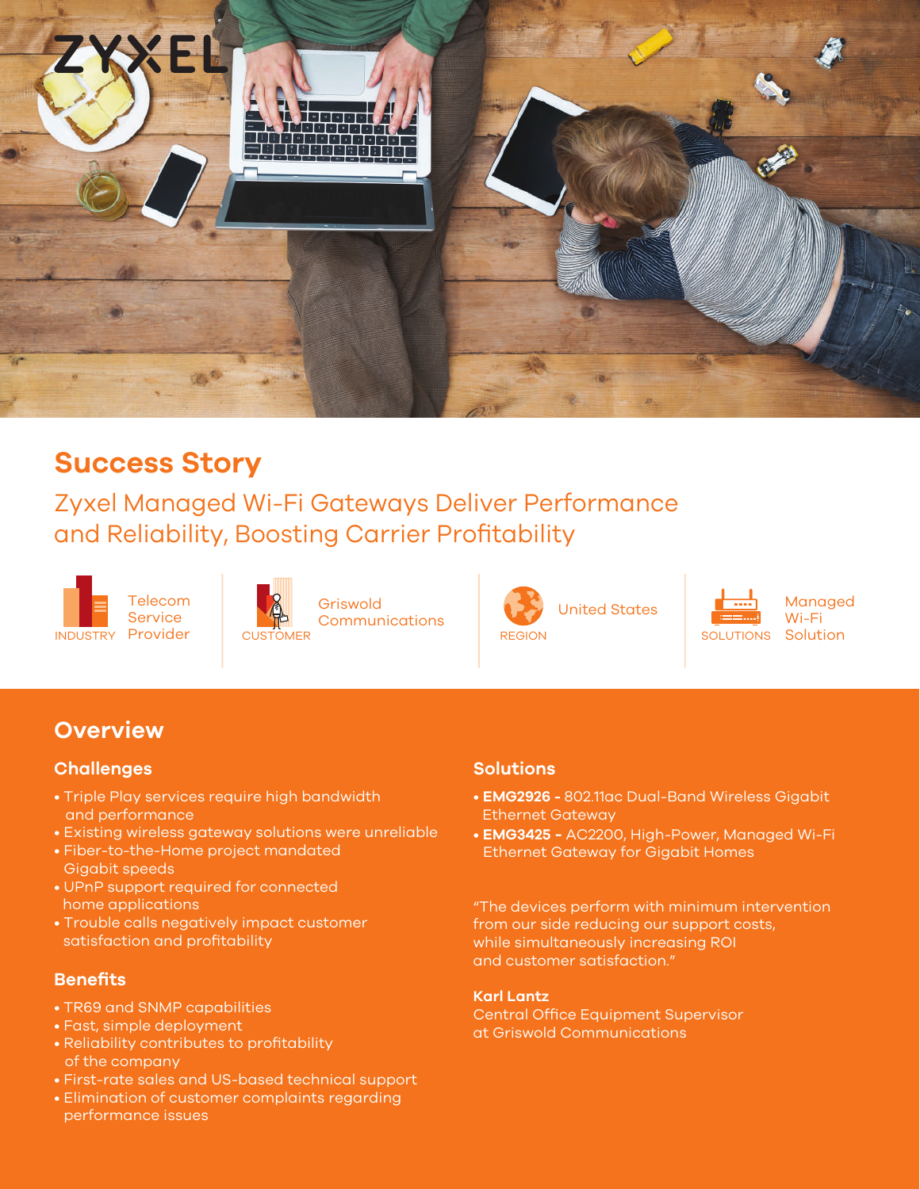# Success Story

## Zyxel Managed Wi-Fi Gateways Deliver Performance and Reliability, Boosting Carrier Profitability

INDUSTRY: Telecom Service Provider

CUSTOMER: Griswold Communications

REGION: United States

SOLUTIONS: Managed Wi-Fi Solution

## Overview

### Challenges

- Triple Play services require high bandwidth and performance
- Existing wireless gateway solutions were unreliable
- Fiber-to-the-Home project mandated Gigabit speeds
- UPnP support required for connected home applications
- Trouble calls negatively impact customer satisfaction and profitability

### Benefits

- TR69 and SNMP capabilities
- Fast, simple deployment
- Reliability contributes to profitability of the company
- First-rate sales and US-based technical support
- Elimination of customer complaints regarding performance issues

### Solutions

- **EMG2926 -** 802.11ac Dual-Band Wireless Gigabit Ethernet Gateway
- **EMG3425 -** AC2200, High-Power, Managed Wi-Fi Ethernet Gateway for Gigabit Homes

"The devices perform with minimum intervention from our side reducing our support costs, while simultaneously increasing ROI and customer satisfaction."

**Karl Lantz**
Central Office Equipment Supervisor at Griswold Communications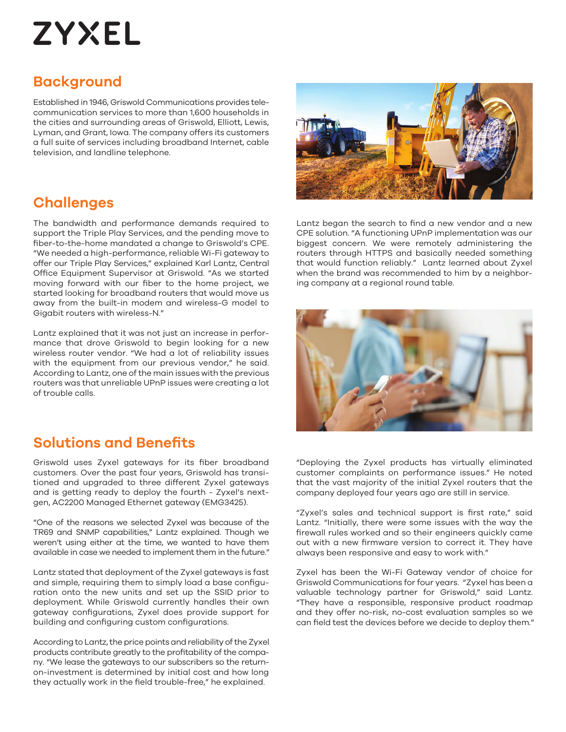# ZYXEL

## Background

Established in 1946, Griswold Communications provides telecommunication services to more than 1,600 households in the cities and surrounding areas of Griswold, Elliott, Lewis, Lyman, and Grant, Iowa. The company offers its customers a full suite of services including broadband Internet, cable television, and landline telephone.

## Challenges

The bandwidth and performance demands required to support the Triple Play Services, and the pending move to fiber-to-the-home mandated a change to Griswold's CPE. "We needed a high-performance, reliable Wi-Fi gateway to offer our Triple Play Services," explained Karl Lantz, Central Office Equipment Supervisor at Griswold. "As we started moving forward with our fiber to the home project, we started looking for broadband routers that would move us away from the built-in modem and wireless-G model to Gigabit routers with wireless-N."

Lantz explained that it was not just an increase in performance that drove Griswold to begin looking for a new wireless router vendor. "We had a lot of reliability issues with the equipment from our previous vendor," he said. According to Lantz, one of the main issues with the previous routers was that unreliable UPnP issues were creating a lot of trouble calls.

Lantz began the search to find a new vendor and a new CPE solution. "A functioning UPnP implementation was our biggest concern. We were remotely administering the routers through HTTPS and basically needed something that would function reliably." Lantz learned about Zyxel when the brand was recommended to him by a neighboring company at a regional round table.

## Solutions and Benefits

Griswold uses Zyxel gateways for its fiber broadband customers. Over the past four years, Griswold has transitioned and upgraded to three different Zyxel gateways and is getting ready to deploy the fourth - Zyxel's next-gen, AC2200 Managed Ethernet gateway (EMG3425).

"One of the reasons we selected Zyxel was because of the TR69 and SNMP capabilities," Lantz explained. Though we weren't using either at the time, we wanted to have them available in case we needed to implement them in the future."

Lantz stated that deployment of the Zyxel gateways is fast and simple, requiring them to simply load a base configuration onto the new units and set up the SSID prior to deployment. While Griswold currently handles their own gateway configurations, Zyxel does provide support for building and configuring custom configurations.

According to Lantz, the price points and reliability of the Zyxel products contribute greatly to the profitability of the company. "We lease the gateways to our subscribers so the return-on-investment is determined by initial cost and how long they actually work in the field trouble-free," he explained.

"Deploying the Zyxel products has virtually eliminated customer complaints on performance issues." He noted that the vast majority of the initial Zyxel routers that the company deployed four years ago are still in service.

"Zyxel's sales and technical support is first rate," said Lantz. "Initially, there were some issues with the way the firewall rules worked and so their engineers quickly came out with a new firmware version to correct it. They have always been responsive and easy to work with."

Zyxel has been the Wi-Fi Gateway vendor of choice for Griswold Communications for four years. "Zyxel has been a valuable technology partner for Griswold," said Lantz. "They have a responsible, responsive product roadmap and they offer no-risk, no-cost evaluation samples so we can field test the devices before we decide to deploy them."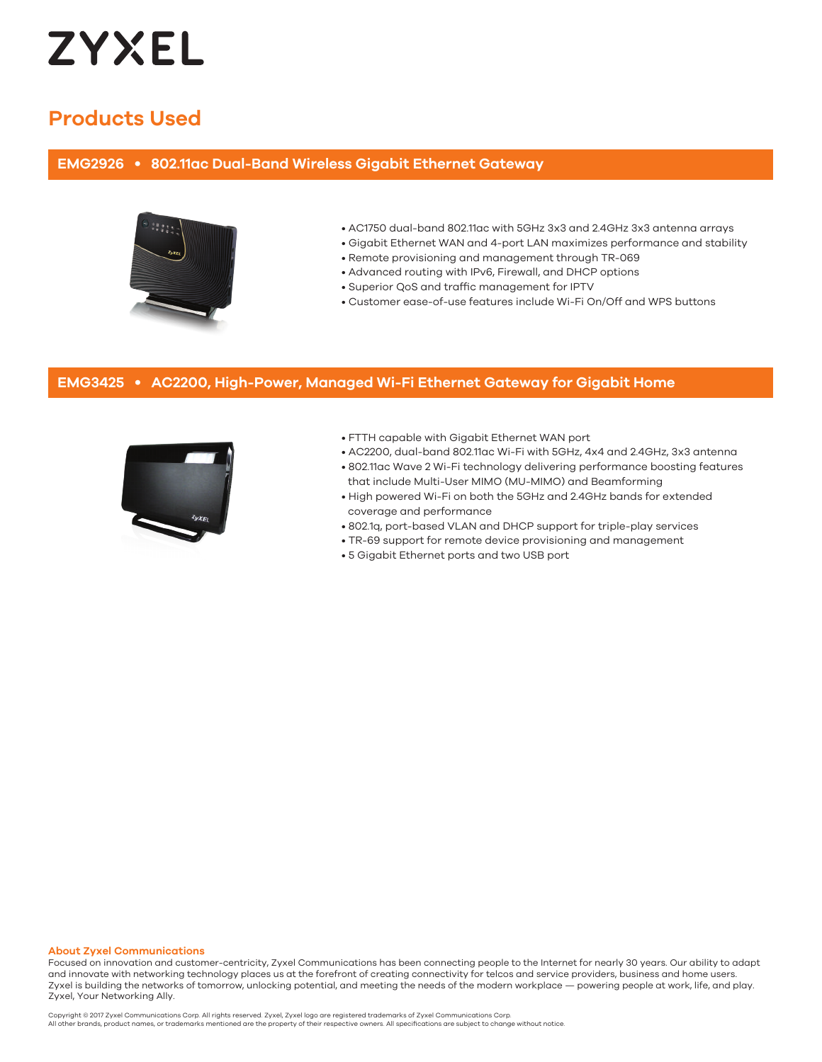ZYXEL

## Products Used

### EMG2926 • 802.11ac Dual-Band Wireless Gigabit Ethernet Gateway

- AC1750 dual-band 802.11ac with 5GHz 3x3 and 2.4GHz 3x3 antenna arrays
- Gigabit Ethernet WAN and 4-port LAN maximizes performance and stability
- Remote provisioning and management through TR-069
- Advanced routing with IPv6, Firewall, and DHCP options
- Superior QoS and traffic management for IPTV
- Customer ease-of-use features include Wi-Fi On/Off and WPS buttons

### EMG3425 • AC2200, High-Power, Managed Wi-Fi Ethernet Gateway for Gigabit Home

- FTTH capable with Gigabit Ethernet WAN port
- AC2200, dual-band 802.11ac Wi-Fi with 5GHz, 4x4 and 2.4GHz, 3x3 antenna
- 802.11ac Wave 2 Wi-Fi technology delivering performance boosting features that include Multi-User MIMO (MU-MIMO) and Beamforming
- High powered Wi-Fi on both the 5GHz and 2.4GHz bands for extended coverage and performance
- 802.1q, port-based VLAN and DHCP support for triple-play services
- TR-69 support for remote device provisioning and management
- 5 Gigabit Ethernet ports and two USB port

**About Zyxel Communications**

Focused on innovation and customer-centricity, Zyxel Communications has been connecting people to the Internet for nearly 30 years. Our ability to adapt and innovate with networking technology places us at the forefront of creating connectivity for telcos and service providers, business and home users. Zyxel is building the networks of tomorrow, unlocking potential, and meeting the needs of the modern workplace — powering people at work, life, and play. Zyxel, Your Networking Ally.

Copyright © 2017 Zyxel Communications Corp. All rights reserved. Zyxel, Zyxel logo are registered trademarks of Zyxel Communications Corp.
All other brands, product names, or trademarks mentioned are the property of their respective owners. All specifications are subject to change without notice.